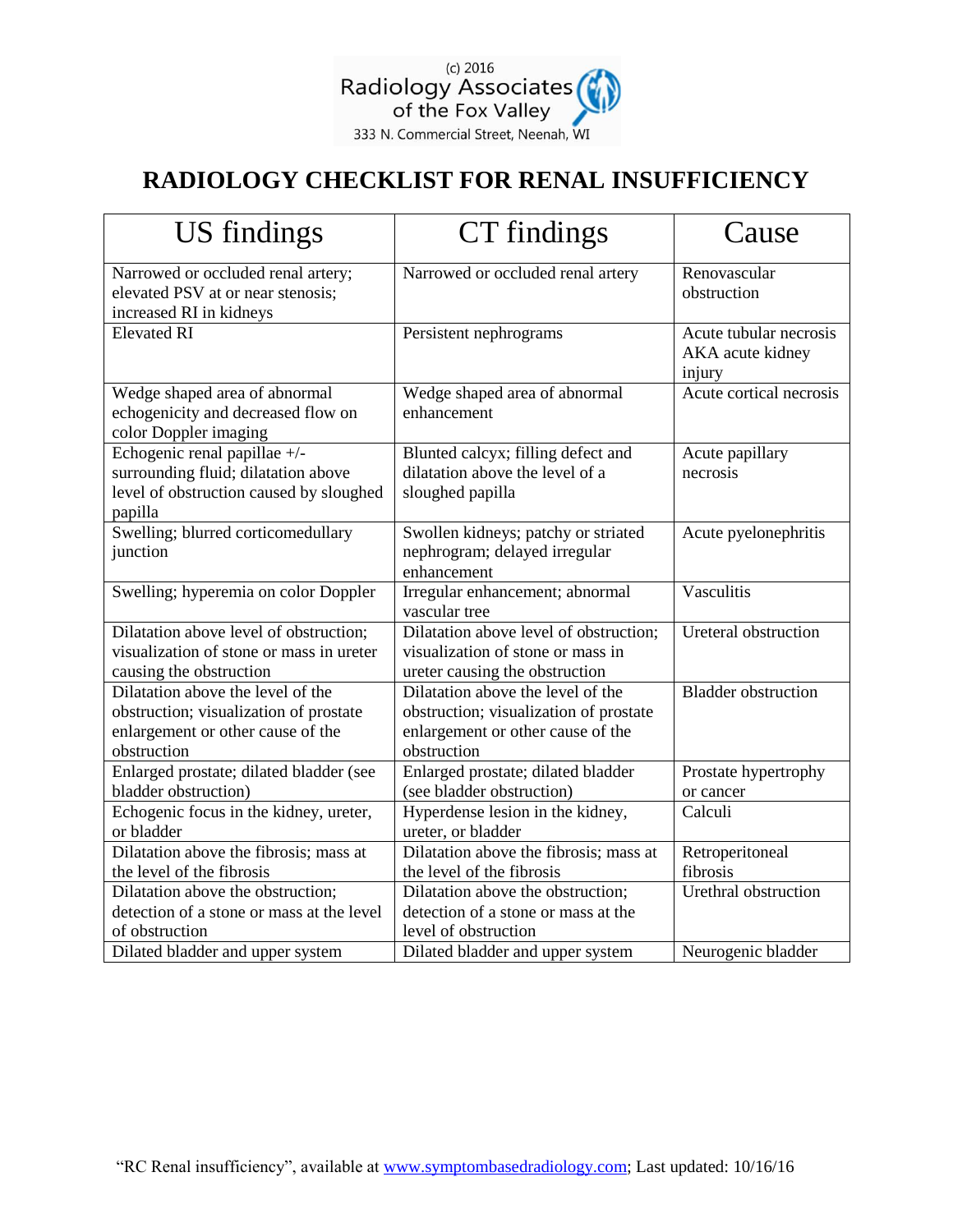(c) 2016
Radiology Associates of the Fox Valley
333 N. Commercial Street, Neenah, WI

# RADIOLOGY CHECKLIST FOR RENAL INSUFFICIENCY

| US findings | CT findings | Cause |
|---|---|---|
| Narrowed or occluded renal artery; elevated PSV at or near stenosis; increased RI in kidneys | Narrowed or occluded renal artery | Renovascular obstruction |
| Elevated RI | Persistent nephrograms | Acute tubular necrosis AKA acute kidney injury |
| Wedge shaped area of abnormal echogenicity and decreased flow on color Doppler imaging | Wedge shaped area of abnormal enhancement | Acute cortical necrosis |
| Echogenic renal papillae +/- surrounding fluid; dilatation above level of obstruction caused by sloughed papilla | Blunted calycx; filling defect and dilatation above the level of a sloughed papilla | Acute papillary necrosis |
| Swelling; blurred corticomedullary junction | Swollen kidneys; patchy or striated nephrogram; delayed irregular enhancement | Acute pyelonephritis |
| Swelling; hyperemia on color Doppler | Irregular enhancement; abnormal vascular tree | Vasculitis |
| Dilatation above level of obstruction; visualization of stone or mass in ureter causing the obstruction | Dilatation above level of obstruction; visualization of stone or mass in ureter causing the obstruction | Ureteral obstruction |
| Dilatation above the level of the obstruction; visualization of prostate enlargement or other cause of the obstruction | Dilatation above the level of the obstruction; visualization of prostate enlargement or other cause of the obstruction | Bladder obstruction |
| Enlarged prostate; dilated bladder (see bladder obstruction) | Enlarged prostate; dilated bladder (see bladder obstruction) | Prostate hypertrophy or cancer |
| Echogenic focus in the kidney, ureter, or bladder | Hyperdense lesion in the kidney, ureter, or bladder | Calculi |
| Dilatation above the fibrosis; mass at the level of the fibrosis | Dilatation above the fibrosis; mass at the level of the fibrosis | Retroperitoneal fibrosis |
| Dilatation above the obstruction; detection of a stone or mass at the level of obstruction | Dilatation above the obstruction; detection of a stone or mass at the level of obstruction | Urethral obstruction |
| Dilated bladder and upper system | Dilated bladder and upper system | Neurogenic bladder |

"RC Renal insufficiency", available at www.symptombasedradiology.com; Last updated: 10/16/16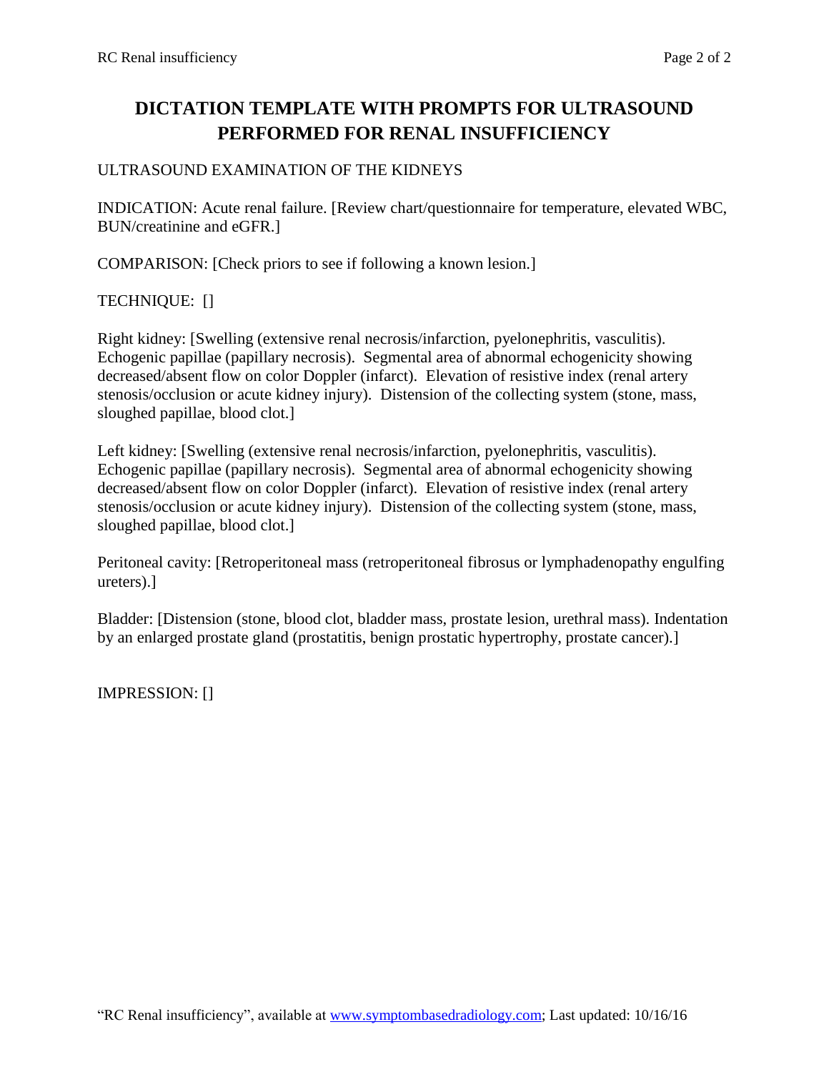# DICTATION TEMPLATE WITH PROMPTS FOR ULTRASOUND PERFORMED FOR RENAL INSUFFICIENCY

ULTRASOUND EXAMINATION OF THE KIDNEYS

INDICATION: Acute renal failure. [Review chart/questionnaire for temperature, elevated WBC, BUN/creatinine and eGFR.]

COMPARISON: [Check priors to see if following a known lesion.]

TECHNIQUE: []

Right kidney: [Swelling (extensive renal necrosis/infarction, pyelonephritis, vasculitis). Echogenic papillae (papillary necrosis). Segmental area of abnormal echogenicity showing decreased/absent flow on color Doppler (infarct). Elevation of resistive index (renal artery stenosis/occlusion or acute kidney injury). Distension of the collecting system (stone, mass, sloughed papillae, blood clot.]

Left kidney: [Swelling (extensive renal necrosis/infarction, pyelonephritis, vasculitis). Echogenic papillae (papillary necrosis). Segmental area of abnormal echogenicity showing decreased/absent flow on color Doppler (infarct). Elevation of resistive index (renal artery stenosis/occlusion or acute kidney injury). Distension of the collecting system (stone, mass, sloughed papillae, blood clot.]

Peritoneal cavity: [Retroperitoneal mass (retroperitoneal fibrosus or lymphadenopathy engulfing ureters).]

Bladder: [Distension (stone, blood clot, bladder mass, prostate lesion, urethral mass). Indentation by an enlarged prostate gland (prostatitis, benign prostatic hypertrophy, prostate cancer).]

IMPRESSION: []

"RC Renal insufficiency", available at www.symptombasedradiology.com; Last updated: 10/16/16